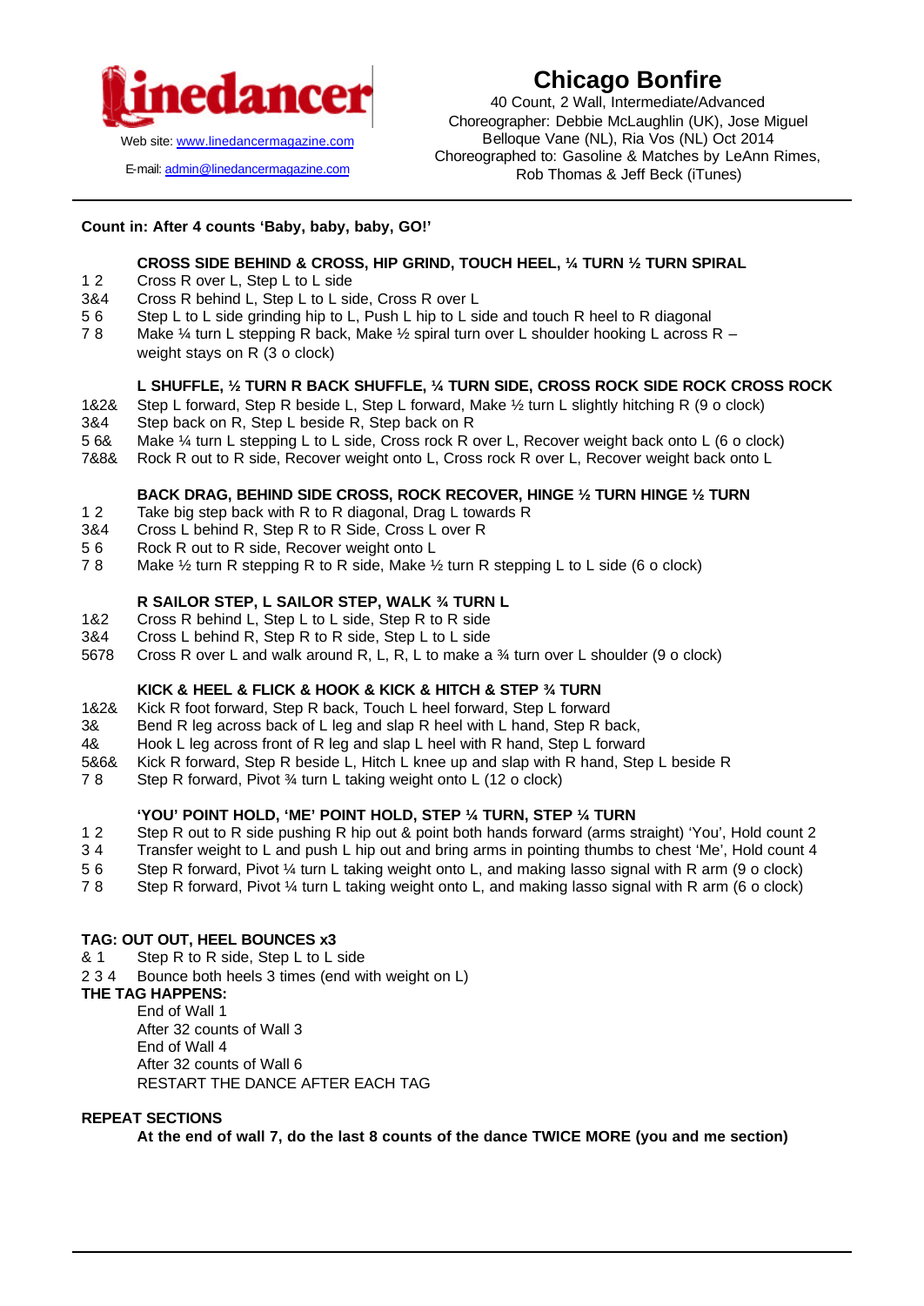linedancer

Web site: www.linedancermagazine.com

E-mail: admin@linedancermagazine.com

# Chicago Bonfire

40 Count, 2 Wall, Intermediate/Advanced
Choreographer: Debbie McLaughlin (UK), Jose Miguel Belloque Vane (NL), Ria Vos (NL) Oct 2014
Choreographed to: Gasoline & Matches by LeAnn Rimes, Rob Thomas & Jeff Beck (iTunes)

**Count in: After 4 counts 'Baby, baby, baby, GO!'**

**CROSS SIDE BEHIND & CROSS, HIP GRIND, TOUCH HEEL, ¼ TURN ½ TURN SPIRAL**

| | |
|---|---|
| 1 2 | Cross R over L, Step L to L side |
| 3&4 | Cross R behind L, Step L to L side, Cross R over L |
| 5 6 | Step L to L side grinding hip to L, Push L hip to L side and touch R heel to R diagonal |
| 7 8 | Make ¼ turn L stepping R back, Make ½ spiral turn over L shoulder hooking L across R – weight stays on R (3 o clock) |

**L SHUFFLE, ½ TURN R BACK SHUFFLE, ¼ TURN SIDE, CROSS ROCK SIDE ROCK CROSS ROCK**

| | |
|---|---|
| 1&2& | Step L forward, Step R beside L, Step L forward, Make ½ turn L slightly hitching R (9 o clock) |
| 3&4 | Step back on R, Step L beside R, Step back on R |
| 5 6& | Make ¼ turn L stepping L to L side, Cross rock R over L, Recover weight back onto L (6 o clock) |
| 7&8& | Rock R out to R side, Recover weight onto L, Cross rock R over L, Recover weight back onto L |

**BACK DRAG, BEHIND SIDE CROSS, ROCK RECOVER, HINGE ½ TURN HINGE ½ TURN**

| | |
|---|---|
| 1 2 | Take big step back with R to R diagonal, Drag L towards R |
| 3&4 | Cross L behind R, Step R to R Side, Cross L over R |
| 5 6 | Rock R out to R side, Recover weight onto L |
| 7 8 | Make ½ turn R stepping R to R side, Make ½ turn R stepping L to L side (6 o clock) |

**R SAILOR STEP, L SAILOR STEP, WALK ¾ TURN L**

| | |
|---|---|
| 1&2 | Cross R behind L, Step L to L side, Step R to R side |
| 3&4 | Cross L behind R, Step R to R side, Step L to L side |
| 5678 | Cross R over L and walk around R, L, R, L to make a ¾ turn over L shoulder (9 o clock) |

**KICK & HEEL & FLICK & HOOK & KICK & HITCH & STEP ¾ TURN**

| | |
|---|---|
| 1&2& | Kick R foot forward, Step R back, Touch L heel forward, Step L forward |
| 3& | Bend R leg across back of L leg and slap R heel with L hand, Step R back, |
| 4& | Hook L leg across front of R leg and slap L heel with R hand, Step L forward |
| 5&6& | Kick R forward, Step R beside L, Hitch L knee up and slap with R hand, Step L beside R |
| 7 8 | Step R forward, Pivot ¾ turn L taking weight onto L (12 o clock) |

**'YOU' POINT HOLD, 'ME' POINT HOLD, STEP ¼ TURN, STEP ¼ TURN**

| | |
|---|---|
| 1 2 | Step R out to R side pushing R hip out & point both hands forward (arms straight) 'You', Hold count 2 |
| 3 4 | Transfer weight to L and push L hip out and bring arms in pointing thumbs to chest 'Me', Hold count 4 |
| 5 6 | Step R forward, Pivot ¼ turn L taking weight onto L, and making lasso signal with R arm (9 o clock) |
| 7 8 | Step R forward, Pivot ¼ turn L taking weight onto L, and making lasso signal with R arm (6 o clock) |

**TAG: OUT OUT, HEEL BOUNCES x3**

| | |
|---|---|
| & 1 | Step R to R side, Step L to L side |
| 2 3 4 | Bounce both heels 3 times (end with weight on L) |

**THE TAG HAPPENS:**

End of Wall 1
After 32 counts of Wall 3
End of Wall 4
After 32 counts of Wall 6
RESTART THE DANCE AFTER EACH TAG

**REPEAT SECTIONS**

**At the end of wall 7, do the last 8 counts of the dance TWICE MORE (you and me section)**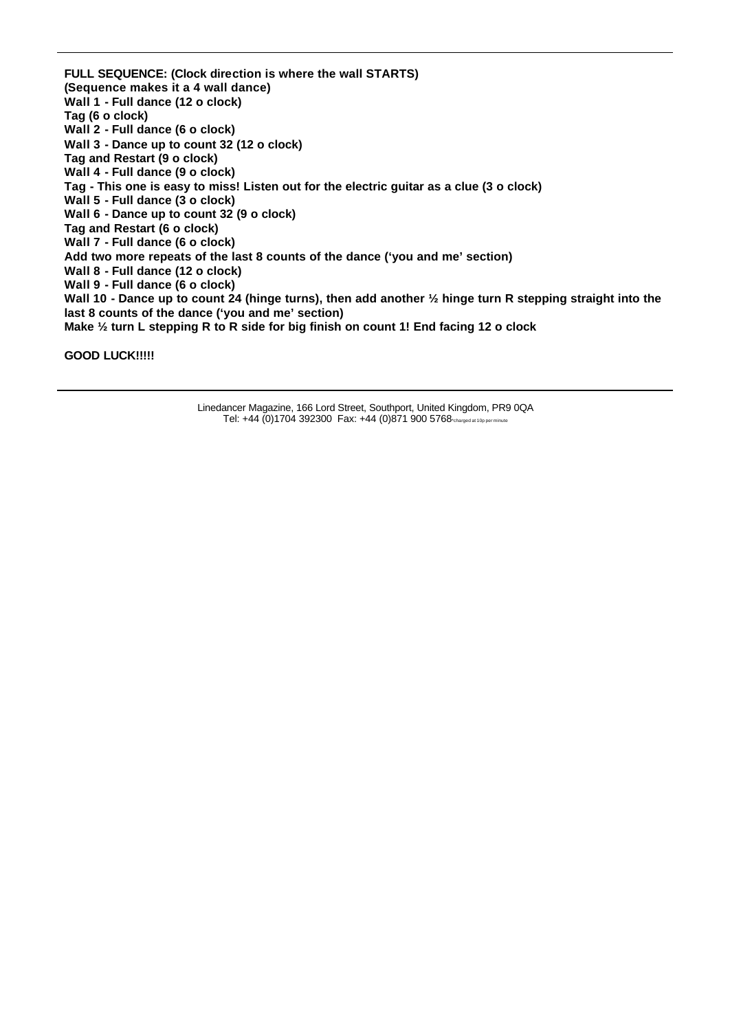**FULL SEQUENCE: (Clock direction is where the wall STARTS)**
**(Sequence makes it a 4 wall dance)**
**Wall 1 - Full dance (12 o clock)**
**Tag (6 o clock)**
**Wall 2 - Full dance (6 o clock)**
**Wall 3 - Dance up to count 32 (12 o clock)**
**Tag and Restart (9 o clock)**
**Wall 4 - Full dance (9 o clock)**
**Tag - This one is easy to miss! Listen out for the electric guitar as a clue (3 o clock)**
**Wall 5 - Full dance (3 o clock)**
**Wall 6 - Dance up to count 32 (9 o clock)**
**Tag and Restart (6 o clock)**
**Wall 7 - Full dance (6 o clock)**
**Add two more repeats of the last 8 counts of the dance ('you and me' section)**
**Wall 8 - Full dance (12 o clock)**
**Wall 9 - Full dance (6 o clock)**
**Wall 10 - Dance up to count 24 (hinge turns), then add another ½ hinge turn R stepping straight into the last 8 counts of the dance ('you and me' section)**
**Make ½ turn L stepping R to R side for big finish on count 1! End facing 12 o clock**

**GOOD LUCK!!!!!**

Linedancer Magazine, 166 Lord Street, Southport, United Kingdom, PR9 0QA
Tel: +44 (0)1704 392300 Fax: +44 (0)871 900 5768*charged at 10p per minute